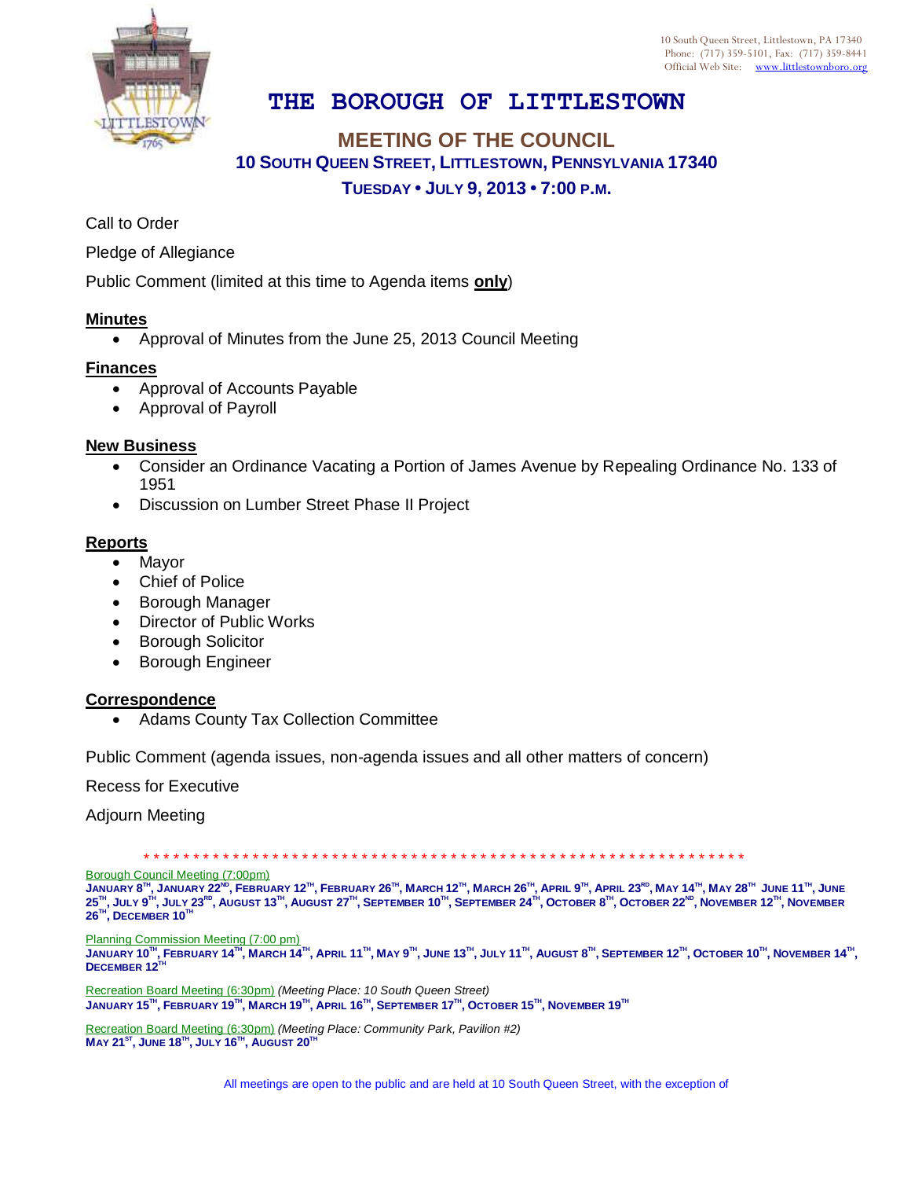10 South Queen Street, Littlestown, PA 17340
Phone: (717) 359-5101, Fax: (717) 359-8441
Official Web Site: www.littlestownboro.org

# THE BOROUGH OF LITTLESTOWN

## MEETING OF THE COUNCIL

**10 SOUTH QUEEN STREET, LITTLESTOWN, PENNSYLVANIA 17340**

**TUESDAY • JULY 9, 2013 • 7:00 P.M.**

Call to Order

Pledge of Allegiance

Public Comment (limited at this time to Agenda items **only**)

**Minutes**

- Approval of Minutes from the June 25, 2013 Council Meeting

**Finances**

- Approval of Accounts Payable
- Approval of Payroll

**New Business**

- Consider an Ordinance Vacating a Portion of James Avenue by Repealing Ordinance No. 133 of 1951
- Discussion on Lumber Street Phase II Project

**Reports**

- Mayor
- Chief of Police
- Borough Manager
- Director of Public Works
- Borough Solicitor
- Borough Engineer

**Correspondence**

- Adams County Tax Collection Committee

Public Comment (agenda issues, non-agenda issues and all other matters of concern)

Recess for Executive

Adjourn Meeting

* * * * * * * * * * * * * * * * * * * * * * * * * * * * * * * * * * * * * * * * * * * * * * * * * * * * * * * * * * * * * * * *

Borough Council Meeting (7:00pm)
**JANUARY 8TH, JANUARY 22ND, FEBRUARY 12TH, FEBRUARY 26TH, MARCH 12TH, MARCH 26TH, APRIL 9TH, APRIL 23RD, MAY 14TH, MAY 28TH JUNE 11TH, JUNE 25TH, JULY 9TH, JULY 23RD, AUGUST 13TH, AUGUST 27TH, SEPTEMBER 10TH, SEPTEMBER 24TH, OCTOBER 8TH, OCTOBER 22ND, NOVEMBER 12TH, NOVEMBER 26TH, DECEMBER 10TH**

Planning Commission Meeting (7:00 pm)
**JANUARY 10TH, FEBRUARY 14TH, MARCH 14TH, APRIL 11TH, MAY 9TH, JUNE 13TH, JULY 11TH, AUGUST 8TH, SEPTEMBER 12TH, OCTOBER 10TH, NOVEMBER 14TH, DECEMBER 12TH**

Recreation Board Meeting (6:30pm) *(Meeting Place: 10 South Queen Street)*
**JANUARY 15TH, FEBRUARY 19TH, MARCH 19TH, APRIL 16TH, SEPTEMBER 17TH, OCTOBER 15TH, NOVEMBER 19TH**

Recreation Board Meeting (6:30pm) *(Meeting Place: Community Park, Pavilion #2)*
**MAY 21ST, JUNE 18TH, JULY 16TH, AUGUST 20TH**

All meetings are open to the public and are held at 10 South Queen Street, with the exception of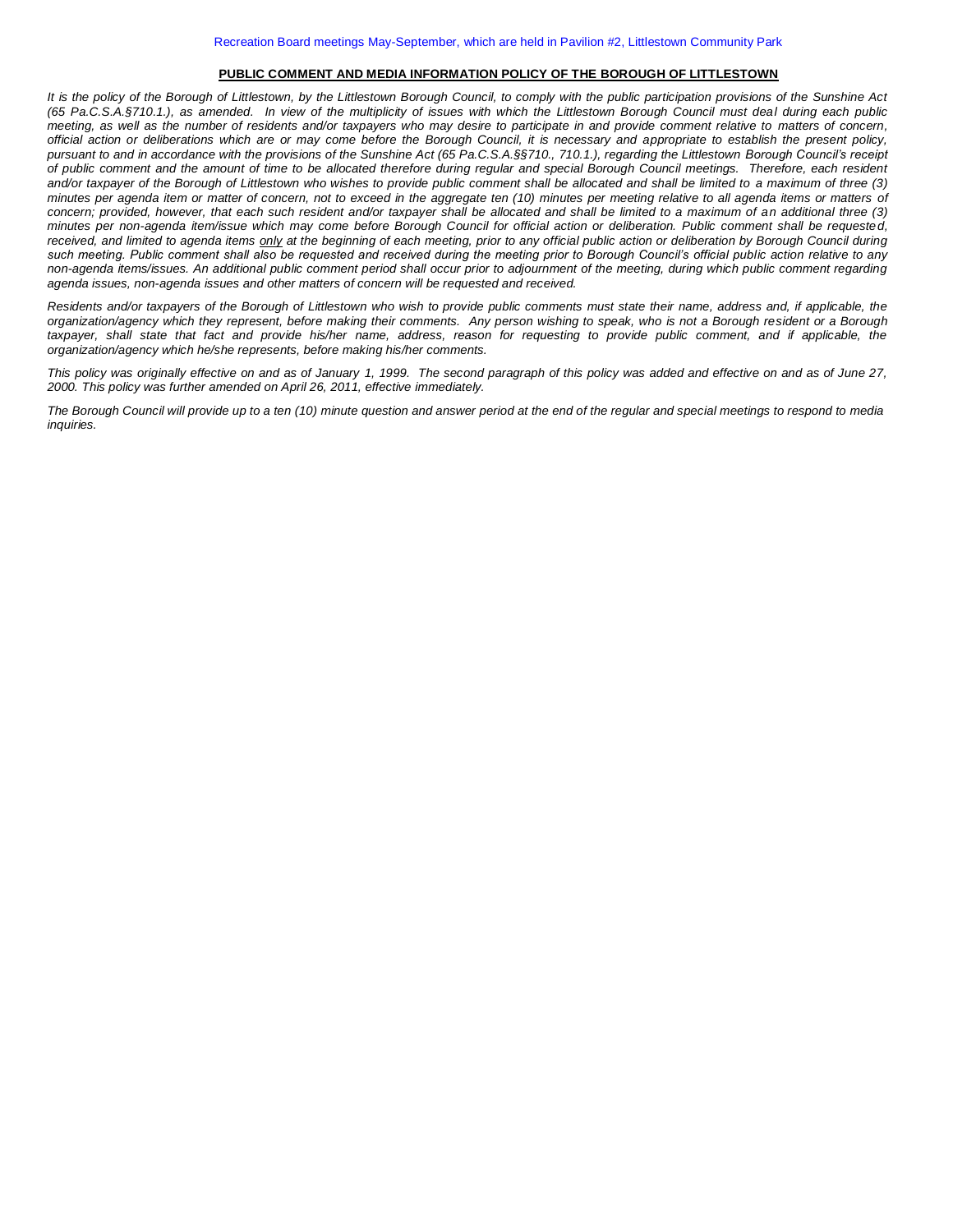Recreation Board meetings May-September, which are held in Pavilion #2, Littlestown Community Park

**PUBLIC COMMENT AND MEDIA INFORMATION POLICY OF THE BOROUGH OF LITTLESTOWN**

*It is the policy of the Borough of Littlestown, by the Littlestown Borough Council, to comply with the public participation provisions of the Sunshine Act (65 Pa.C.S.A.§710.1.), as amended. In view of the multiplicity of issues with which the Littlestown Borough Council must deal during each public meeting, as well as the number of residents and/or taxpayers who may desire to participate in and provide comment relative to matters of concern, official action or deliberations which are or may come before the Borough Council, it is necessary and appropriate to establish the present policy, pursuant to and in accordance with the provisions of the Sunshine Act (65 Pa.C.S.A.§§710., 710.1.), regarding the Littlestown Borough Council's receipt of public comment and the amount of time to be allocated therefore during regular and special Borough Council meetings. Therefore, each resident and/or taxpayer of the Borough of Littlestown who wishes to provide public comment shall be allocated and shall be limited to a maximum of three (3) minutes per agenda item or matter of concern, not to exceed in the aggregate ten (10) minutes per meeting relative to all agenda items or matters of concern; provided, however, that each such resident and/or taxpayer shall be allocated and shall be limited to a maximum of an additional three (3) minutes per non-agenda item/issue which may come before Borough Council for official action or deliberation. Public comment shall be requested, received, and limited to agenda items <u>only</u> at the beginning of each meeting, prior to any official public action or deliberation by Borough Council during such meeting. Public comment shall also be requested and received during the meeting prior to Borough Council's official public action relative to any non-agenda items/issues. An additional public comment period shall occur prior to adjournment of the meeting, during which public comment regarding agenda issues, non-agenda issues and other matters of concern will be requested and received.*

*Residents and/or taxpayers of the Borough of Littlestown who wish to provide public comments must state their name, address and, if applicable, the organization/agency which they represent, before making their comments. Any person wishing to speak, who is not a Borough resident or a Borough taxpayer, shall state that fact and provide his/her name, address, reason for requesting to provide public comment, and if applicable, the organization/agency which he/she represents, before making his/her comments.*

*This policy was originally effective on and as of January 1, 1999. The second paragraph of this policy was added and effective on and as of June 27, 2000. This policy was further amended on April 26, 2011, effective immediately.*

*The Borough Council will provide up to a ten (10) minute question and answer period at the end of the regular and special meetings to respond to media inquiries.*